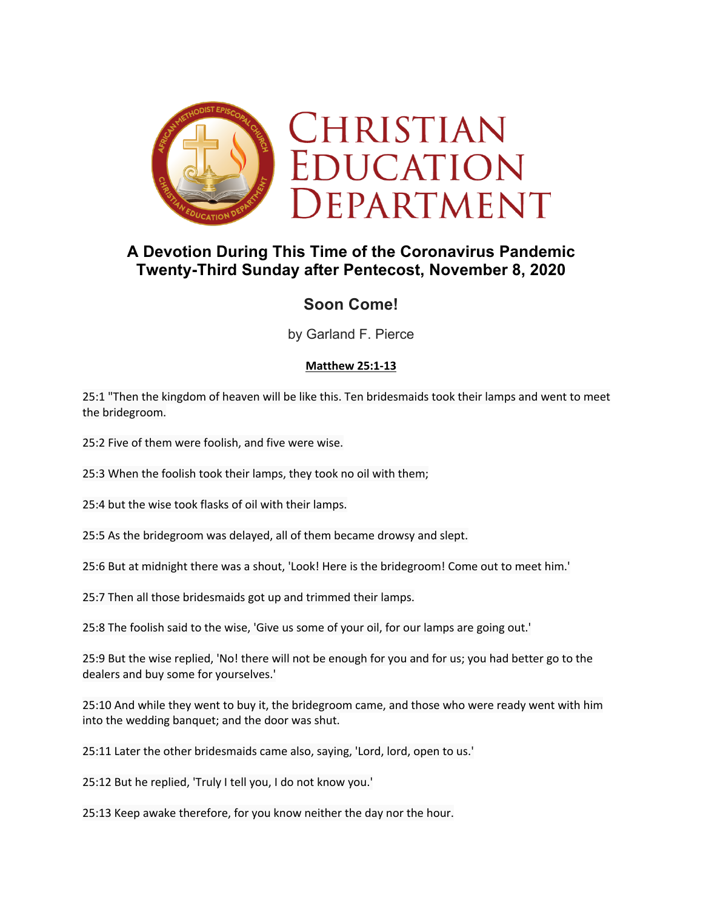# Christian Education Department

## A Devotion During This Time of the Coronavirus Pandemic
## Twenty-Third Sunday after Pentecost, November 8, 2020

### Soon Come!

by Garland F. Pierce

**Matthew 25:1-13**

25:1 "Then the kingdom of heaven will be like this. Ten bridesmaids took their lamps and went to meet the bridegroom.

25:2 Five of them were foolish, and five were wise.

25:3 When the foolish took their lamps, they took no oil with them;

25:4 but the wise took flasks of oil with their lamps.

25:5 As the bridegroom was delayed, all of them became drowsy and slept.

25:6 But at midnight there was a shout, 'Look! Here is the bridegroom! Come out to meet him.'

25:7 Then all those bridesmaids got up and trimmed their lamps.

25:8 The foolish said to the wise, 'Give us some of your oil, for our lamps are going out.'

25:9 But the wise replied, 'No! there will not be enough for you and for us; you had better go to the dealers and buy some for yourselves.'

25:10 And while they went to buy it, the bridegroom came, and those who were ready went with him into the wedding banquet; and the door was shut.

25:11 Later the other bridesmaids came also, saying, 'Lord, lord, open to us.'

25:12 But he replied, 'Truly I tell you, I do not know you.'

25:13 Keep awake therefore, for you know neither the day nor the hour.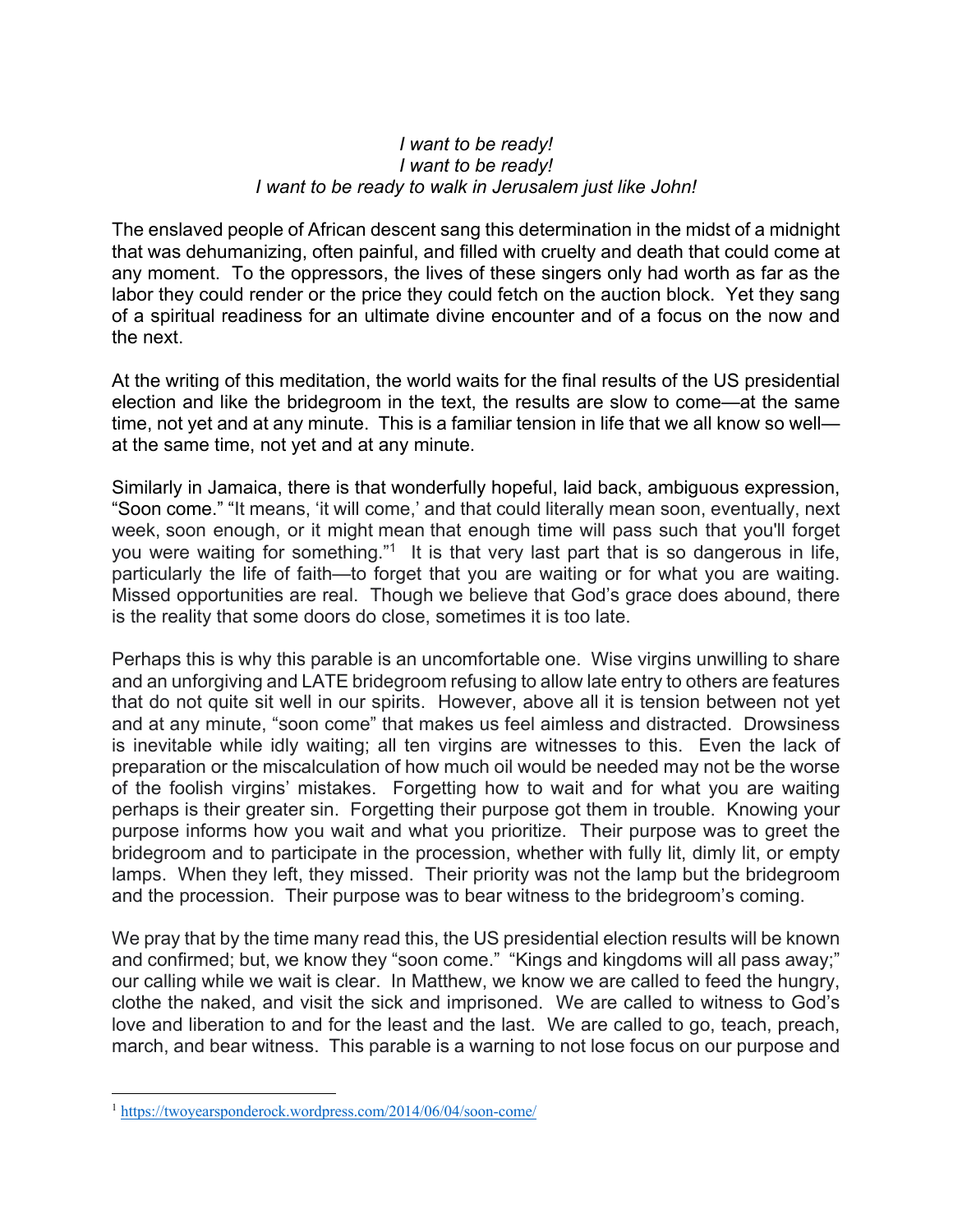*I want to be ready!*
*I want to be ready!*
*I want to be ready to walk in Jerusalem just like John!*

The enslaved people of African descent sang this determination in the midst of a midnight that was dehumanizing, often painful, and filled with cruelty and death that could come at any moment. To the oppressors, the lives of these singers only had worth as far as the labor they could render or the price they could fetch on the auction block. Yet they sang of a spiritual readiness for an ultimate divine encounter and of a focus on the now and the next.

At the writing of this meditation, the world waits for the final results of the US presidential election and like the bridegroom in the text, the results are slow to come—at the same time, not yet and at any minute. This is a familiar tension in life that we all know so well—at the same time, not yet and at any minute.

Similarly in Jamaica, there is that wonderfully hopeful, laid back, ambiguous expression, "Soon come." "It means, 'it will come,' and that could literally mean soon, eventually, next week, soon enough, or it might mean that enough time will pass such that you'll forget you were waiting for something."[1] It is that very last part that is so dangerous in life, particularly the life of faith—to forget that you are waiting or for what you are waiting. Missed opportunities are real. Though we believe that God's grace does abound, there is the reality that some doors do close, sometimes it is too late.

Perhaps this is why this parable is an uncomfortable one. Wise virgins unwilling to share and an unforgiving and LATE bridegroom refusing to allow late entry to others are features that do not quite sit well in our spirits. However, above all it is tension between not yet and at any minute, "soon come" that makes us feel aimless and distracted. Drowsiness is inevitable while idly waiting; all ten virgins are witnesses to this. Even the lack of preparation or the miscalculation of how much oil would be needed may not be the worse of the foolish virgins' mistakes. Forgetting how to wait and for what you are waiting perhaps is their greater sin. Forgetting their purpose got them in trouble. Knowing your purpose informs how you wait and what you prioritize. Their purpose was to greet the bridegroom and to participate in the procession, whether with fully lit, dimly lit, or empty lamps. When they left, they missed. Their priority was not the lamp but the bridegroom and the procession. Their purpose was to bear witness to the bridegroom's coming.

We pray that by the time many read this, the US presidential election results will be known and confirmed; but, we know they "soon come." "Kings and kingdoms will all pass away;" our calling while we wait is clear. In Matthew, we know we are called to feed the hungry, clothe the naked, and visit the sick and imprisoned. We are called to witness to God's love and liberation to and for the least and the last. We are called to go, teach, preach, march, and bear witness. This parable is a warning to not lose focus on our purpose and

---

[1] https://twoyearsponderock.wordpress.com/2014/06/04/soon-come/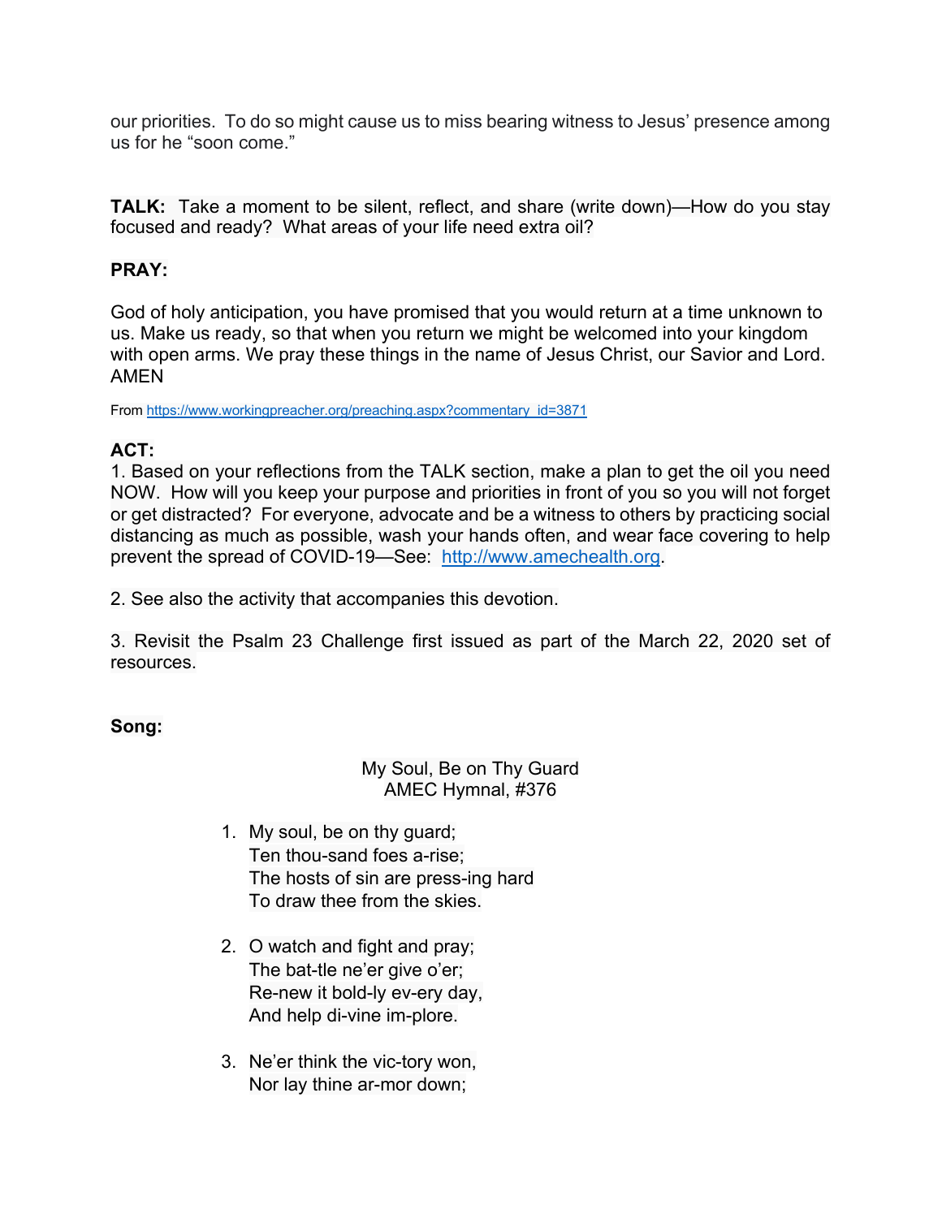our priorities. To do so might cause us to miss bearing witness to Jesus' presence among us for he "soon come."

**TALK:** Take a moment to be silent, reflect, and share (write down)—How do you stay focused and ready? What areas of your life need extra oil?

**PRAY:**

God of holy anticipation, you have promised that you would return at a time unknown to us. Make us ready, so that when you return we might be welcomed into your kingdom with open arms. We pray these things in the name of Jesus Christ, our Savior and Lord. AMEN

From https://www.workingpreacher.org/preaching.aspx?commentary_id=3871

**ACT:**
1. Based on your reflections from the TALK section, make a plan to get the oil you need NOW. How will you keep your purpose and priorities in front of you so you will not forget or get distracted? For everyone, advocate and be a witness to others by practicing social distancing as much as possible, wash your hands often, and wear face covering to help prevent the spread of COVID-19—See: http://www.amechealth.org.

2. See also the activity that accompanies this devotion.

3. Revisit the Psalm 23 Challenge first issued as part of the March 22, 2020 set of resources.

**Song:**

My Soul, Be on Thy Guard
AMEC Hymnal, #376

1. My soul, be on thy guard;
   Ten thou-sand foes a-rise;
   The hosts of sin are press-ing hard
   To draw thee from the skies.

2. O watch and fight and pray;
   The bat-tle ne'er give o'er;
   Re-new it bold-ly ev-ery day,
   And help di-vine im-plore.

3. Ne'er think the vic-tory won,
   Nor lay thine ar-mor down;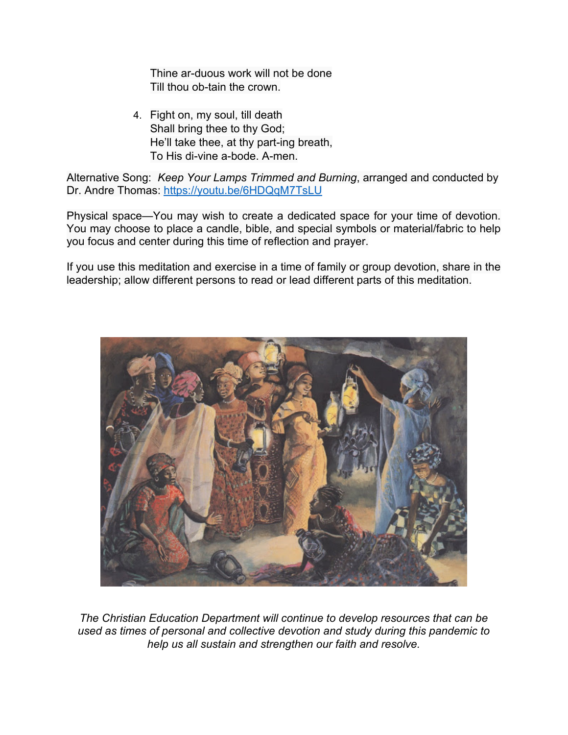Thine ar-duous work will not be done
Till thou ob-tain the crown.

4. Fight on, my soul, till death
   Shall bring thee to thy God;
   He'll take thee, at thy part-ing breath,
   To His di-vine a-bode. A-men.

Alternative Song: *Keep Your Lamps Trimmed and Burning*, arranged and conducted by Dr. Andre Thomas: https://youtu.be/6HDQqM7TsLU

Physical space—You may wish to create a dedicated space for your time of devotion. You may choose to place a candle, bible, and special symbols or material/fabric to help you focus and center during this time of reflection and prayer.

If you use this meditation and exercise in a time of family or group devotion, share in the leadership; allow different persons to read or lead different parts of this meditation.

*The Christian Education Department will continue to develop resources that can be used as times of personal and collective devotion and study during this pandemic to help us all sustain and strengthen our faith and resolve.*